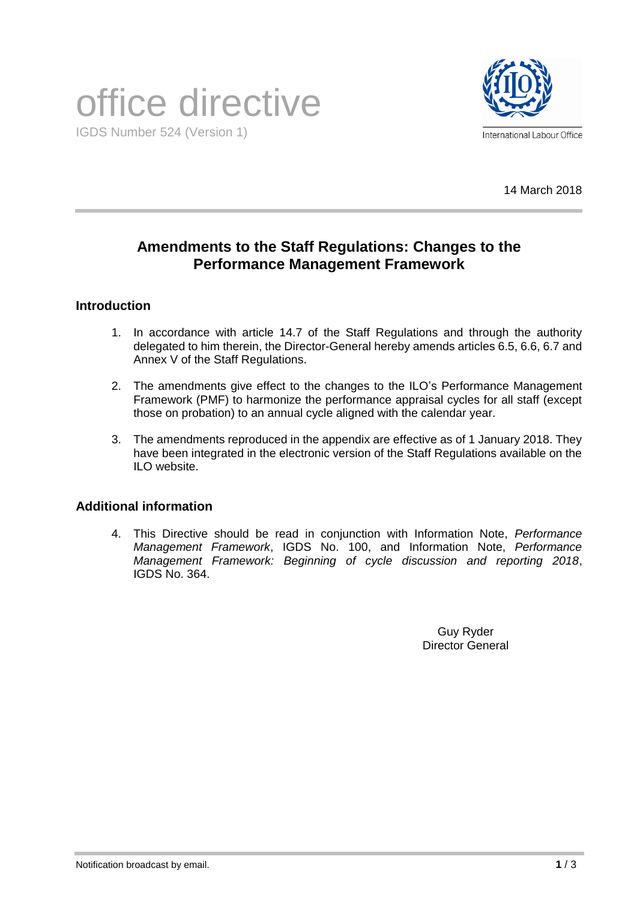office directive

IGDS Number 524 (Version 1)

International Labour Office

14 March 2018

## Amendments to the Staff Regulations: Changes to the Performance Management Framework

### Introduction

1. In accordance with article 14.7 of the Staff Regulations and through the authority delegated to him therein, the Director-General hereby amends articles 6.5, 6.6, 6.7 and Annex V of the Staff Regulations.

2. The amendments give effect to the changes to the ILO's Performance Management Framework (PMF) to harmonize the performance appraisal cycles for all staff (except those on probation) to an annual cycle aligned with the calendar year.

3. The amendments reproduced in the appendix are effective as of 1 January 2018. They have been integrated in the electronic version of the Staff Regulations available on the ILO website.

### Additional information

4. This Directive should be read in conjunction with Information Note, *Performance Management Framework*, IGDS No. 100, and Information Note, *Performance Management Framework: Beginning of cycle discussion and reporting 2018*, IGDS No. 364.

Guy Ryder
Director General

Notification broadcast by email.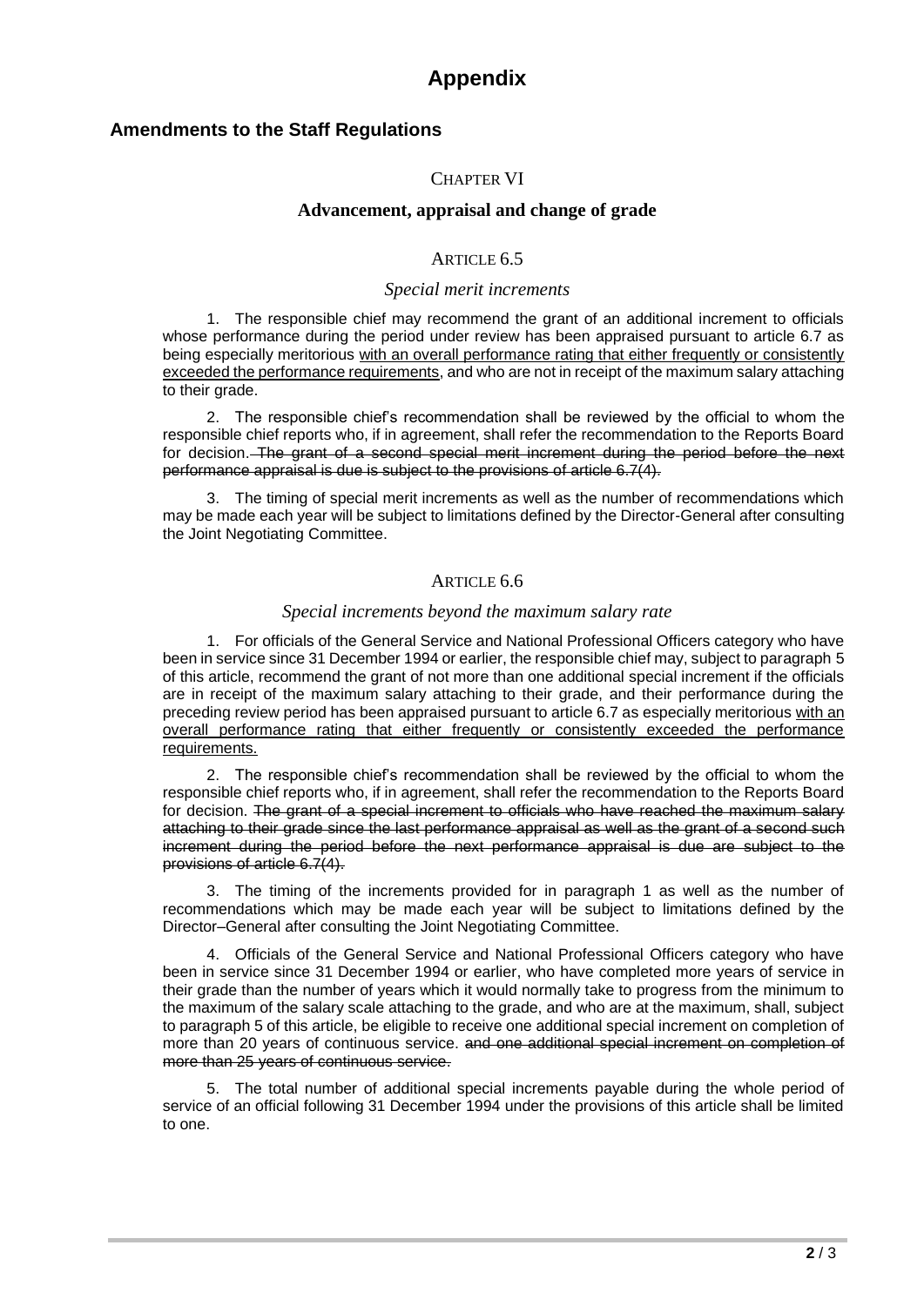# Appendix

## Amendments to the Staff Regulations

### CHAPTER VI

### Advancement, appraisal and change of grade

#### ARTICLE 6.5

*Special merit increments*

1. The responsible chief may recommend the grant of an additional increment to officials whose performance during the period under review has been appraised pursuant to article 6.7 as being especially meritorious <u>with an overall performance rating that either frequently or consistently exceeded the performance requirements</u>, and who are not in receipt of the maximum salary attaching to their grade.

2. The responsible chief's recommendation shall be reviewed by the official to whom the responsible chief reports who, if in agreement, shall refer the recommendation to the Reports Board for decision. ~~The grant of a second special merit increment during the period before the next performance appraisal is due is subject to the provisions of article 6.7(4).~~

3. The timing of special merit increments as well as the number of recommendations which may be made each year will be subject to limitations defined by the Director-General after consulting the Joint Negotiating Committee.

#### ARTICLE 6.6

*Special increments beyond the maximum salary rate*

1. For officials of the General Service and National Professional Officers category who have been in service since 31 December 1994 or earlier, the responsible chief may, subject to paragraph 5 of this article, recommend the grant of not more than one additional special increment if the officials are in receipt of the maximum salary attaching to their grade, and their performance during the preceding review period has been appraised pursuant to article 6.7 as especially meritorious <u>with an overall performance rating that either frequently or consistently exceeded the performance requirements.</u>

2. The responsible chief's recommendation shall be reviewed by the official to whom the responsible chief reports who, if in agreement, shall refer the recommendation to the Reports Board for decision. ~~The grant of a special increment to officials who have reached the maximum salary attaching to their grade since the last performance appraisal as well as the grant of a second such increment during the period before the next performance appraisal is due are subject to the provisions of article 6.7(4).~~

3. The timing of the increments provided for in paragraph 1 as well as the number of recommendations which may be made each year will be subject to limitations defined by the Director–General after consulting the Joint Negotiating Committee.

4. Officials of the General Service and National Professional Officers category who have been in service since 31 December 1994 or earlier, who have completed more years of service in their grade than the number of years which it would normally take to progress from the minimum to the maximum of the salary scale attaching to the grade, and who are at the maximum, shall, subject to paragraph 5 of this article, be eligible to receive one additional special increment on completion of more than 20 years of continuous service. ~~and one additional special increment on completion of more than 25 years of continuous service.~~

5. The total number of additional special increments payable during the whole period of service of an official following 31 December 1994 under the provisions of this article shall be limited to one.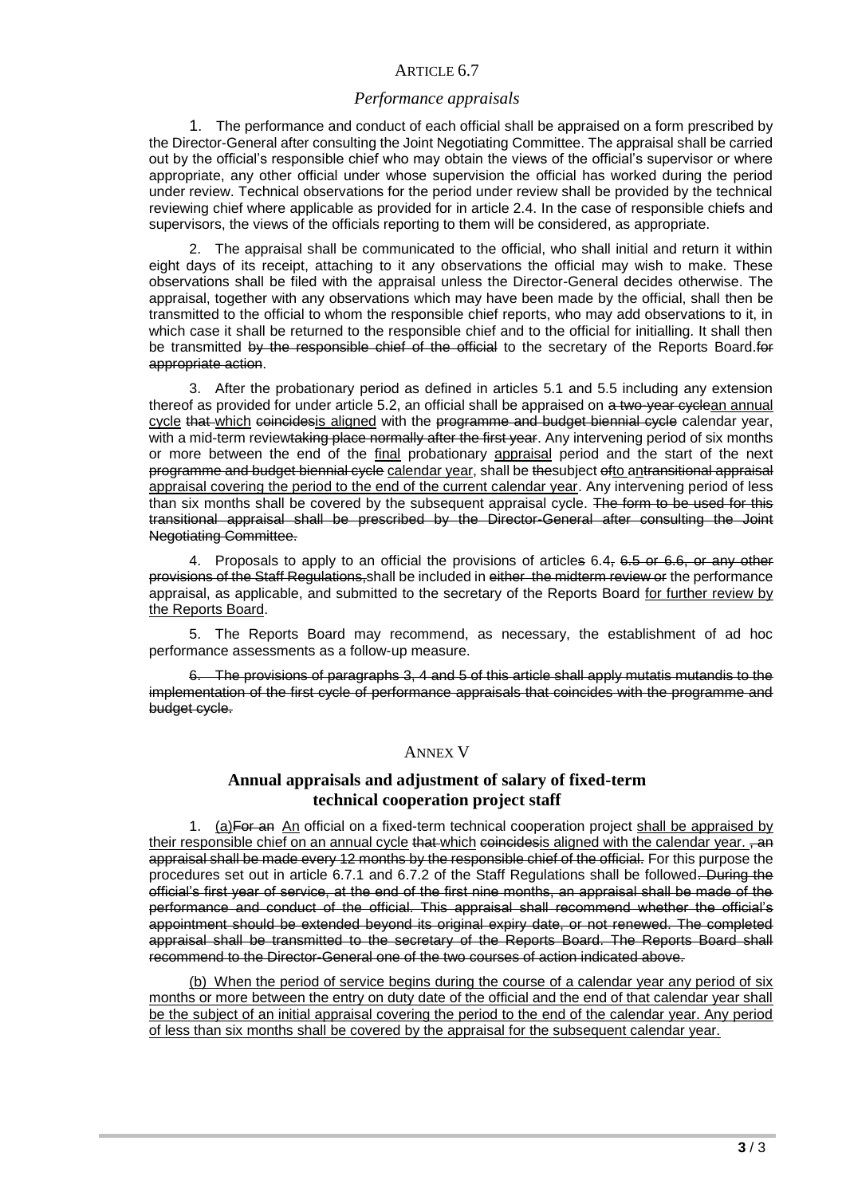ARTICLE 6.7

*Performance appraisals*

1. The performance and conduct of each official shall be appraised on a form prescribed by the Director-General after consulting the Joint Negotiating Committee. The appraisal shall be carried out by the official's responsible chief who may obtain the views of the official's supervisor or where appropriate, any other official under whose supervision the official has worked during the period under review. Technical observations for the period under review shall be provided by the technical reviewing chief where applicable as provided for in article 2.4. In the case of responsible chiefs and supervisors, the views of the officials reporting to them will be considered, as appropriate.

2. The appraisal shall be communicated to the official, who shall initial and return it within eight days of its receipt, attaching to it any observations the official may wish to make. These observations shall be filed with the appraisal unless the Director-General decides otherwise. The appraisal, together with any observations which may have been made by the official, shall then be transmitted to the official to whom the responsible chief reports, who may add observations to it, in which case it shall be returned to the responsible chief and to the official for initialling. It shall then be transmitted ~~by the responsible chief of the official~~ to the secretary of the Reports Board.~~for appropriate action~~.

3. After the probationary period as defined in articles 5.1 and 5.5 including any extension thereof as provided for under article 5.2, an official shall be appraised on ~~a two-year cycle~~<u>an annual cycle</u> ~~that~~ <u>which</u> ~~coincides~~<u>is aligned</u> with the ~~programme and budget biennial cycle~~ calendar year, with a mid-term review~~taking place normally after the first year~~. Any intervening period of six months or more between the end of the <u>final</u> probationary <u>appraisal</u> period and the start of the next ~~programme and budget biennial cycle~~ <u>calendar year</u>, shall be ~~the~~subject ~~of~~<u>to</u> <u>an</u>~~transitional appraisal~~ <u>appraisal covering the period to the end of the current calendar year</u>. Any intervening period of less than six months shall be covered by the subsequent appraisal cycle. ~~The form to be used for this transitional appraisal shall be prescribed by the Director-General after consulting the Joint Negotiating Committee.~~

4. Proposals to apply to an official the provisions of article~~s~~ 6.4~~, 6.5 or 6.6, or any other provisions of the Staff Regulations,~~shall be included in ~~either the midterm review or~~ the performance appraisal, as applicable, and submitted to the secretary of the Reports Board <u>for further review by the Reports Board</u>.

5. The Reports Board may recommend, as necessary, the establishment of ad hoc performance assessments as a follow-up measure.

~~6. The provisions of paragraphs 3, 4 and 5 of this article shall apply mutatis mutandis to the implementation of the first cycle of performance appraisals that coincides with the programme and budget cycle.~~

ANNEX V

**Annual appraisals and adjustment of salary of fixed-term technical cooperation project staff**

1. <u>(a)</u>~~For an~~ <u>An</u> official on a fixed-term technical cooperation project <u>shall be appraised by their responsible chief on an annual cycle</u> ~~that~~ <u>which</u> ~~coincides~~<u>is aligned with the calendar year.</u> ~~, an appraisal shall be made every 12 months by the responsible chief of the official.~~ For this purpose the procedures set out in article 6.7.1 and 6.7.2 of the Staff Regulations shall be followed~~. During the official's first year of service, at the end of the first nine months, an appraisal shall be made of the performance and conduct of the official. This appraisal shall recommend whether the official's appointment should be extended beyond its original expiry date, or not renewed. The completed appraisal shall be transmitted to the secretary of the Reports Board. The Reports Board shall recommend to the Director-General one of the two courses of action indicated above.~~

<u>(b) When the period of service begins during the course of a calendar year any period of six months or more between the entry on duty date of the official and the end of that calendar year shall be the subject of an initial appraisal covering the period to the end of the calendar year. Any period of less than six months shall be covered by the appraisal for the subsequent calendar year.</u>